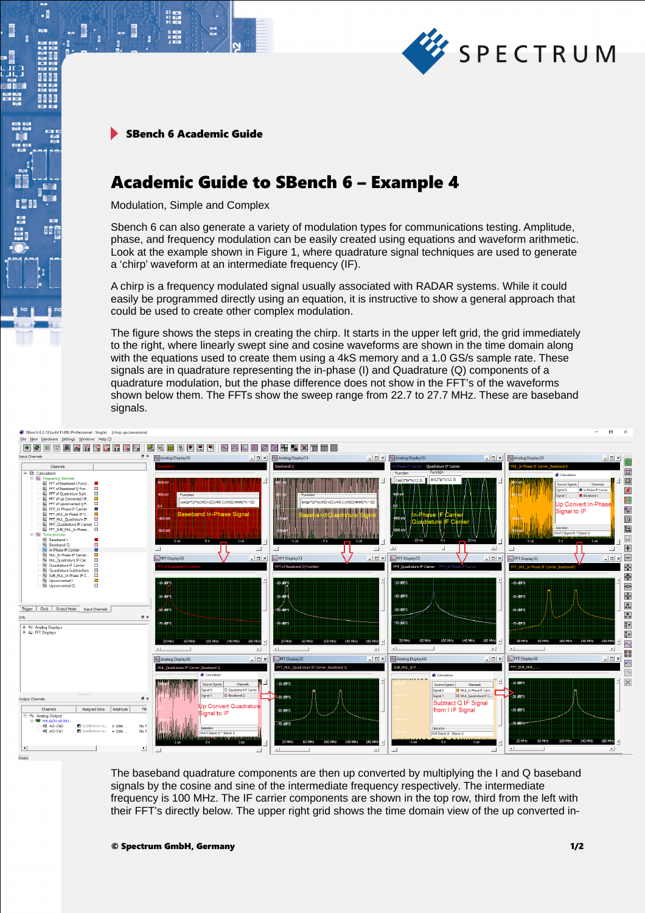SBench 6 Academic Guide

# Academic Guide to SBench 6 – Example 4

Modulation, Simple and Complex

Sbench 6 can also generate a variety of modulation types for communications testing. Amplitude, phase, and frequency modulation can be easily created using equations and waveform arithmetic. Look at the example shown in Figure 1, where quadrature signal techniques are used to generate a 'chirp' waveform at an intermediate frequency (IF).

A chirp is a frequency modulated signal usually associated with RADAR systems. While it could easily be programmed directly using an equation, it is instructive to show a general approach that could be used to create other complex modulation.

The figure shows the steps in creating the chirp. It starts in the upper left grid, the grid immediately to the right, where linearly swept sine and cosine waveforms are shown in the time domain along with the equations used to create them using a 4kS memory and a 1.0 GS/s sample rate. These signals are in quadrature representing the in-phase (I) and Quadrature (Q) components of a quadrature modulation, but the phase difference does not show in the FFT's of the waveforms shown below them. The FFTs show the sweep range from 22.7 to 27.7 MHz. These are baseband signals.

The baseband quadrature components are then up converted by multiplying the I and Q baseband signals by the cosine and sine of the intermediate frequency respectively. The intermediate frequency is 100 MHz. The IF carrier components are shown in the top row, third from the left with their FFT's directly below. The upper right grid shows the time domain view of the up converted in-

© Spectrum GmbH, Germany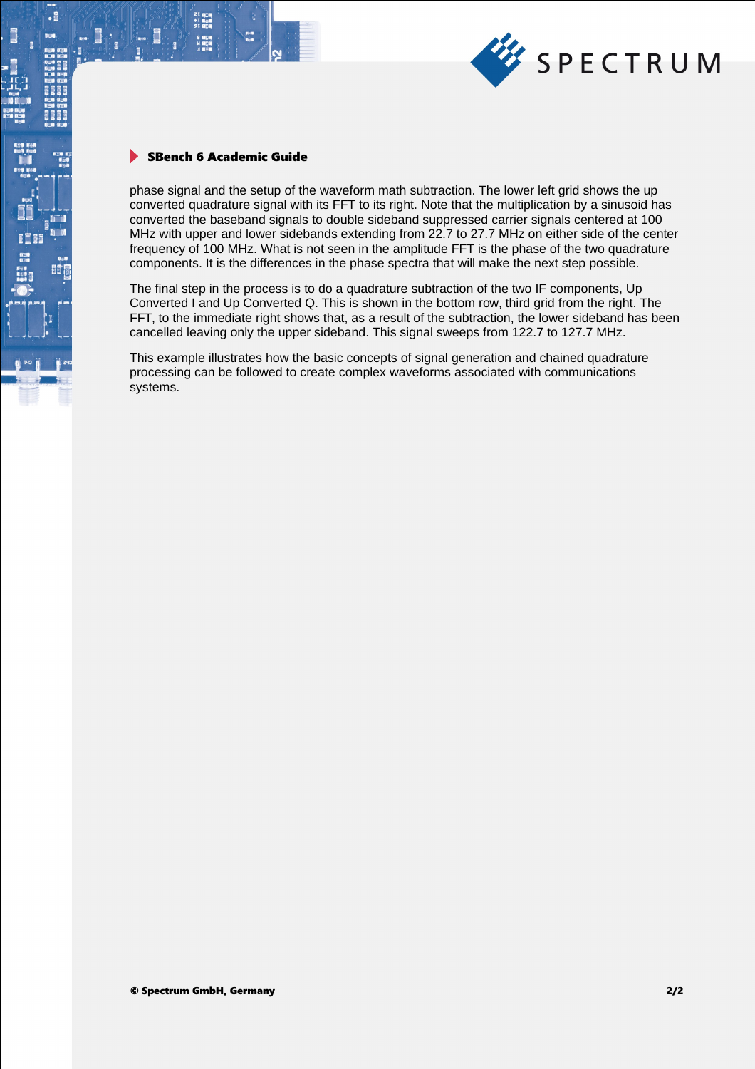phase signal and the setup of the waveform math subtraction. The lower left grid shows the up converted quadrature signal with its FFT to its right. Note that the multiplication by a sinusoid has converted the baseband signals to double sideband suppressed carrier signals centered at 100 MHz with upper and lower sidebands extending from 22.7 to 27.7 MHz on either side of the center frequency of 100 MHz. What is not seen in the amplitude FFT is the phase of the two quadrature components. It is the differences in the phase spectra that will make the next step possible.

The final step in the process is to do a quadrature subtraction of the two IF components, Up Converted I and Up Converted Q. This is shown in the bottom row, third grid from the right. The FFT, to the immediate right shows that, as a result of the subtraction, the lower sideband has been cancelled leaving only the upper sideband. This signal sweeps from 122.7 to 127.7 MHz.

This example illustrates how the basic concepts of signal generation and chained quadrature processing can be followed to create complex waveforms associated with communications systems.